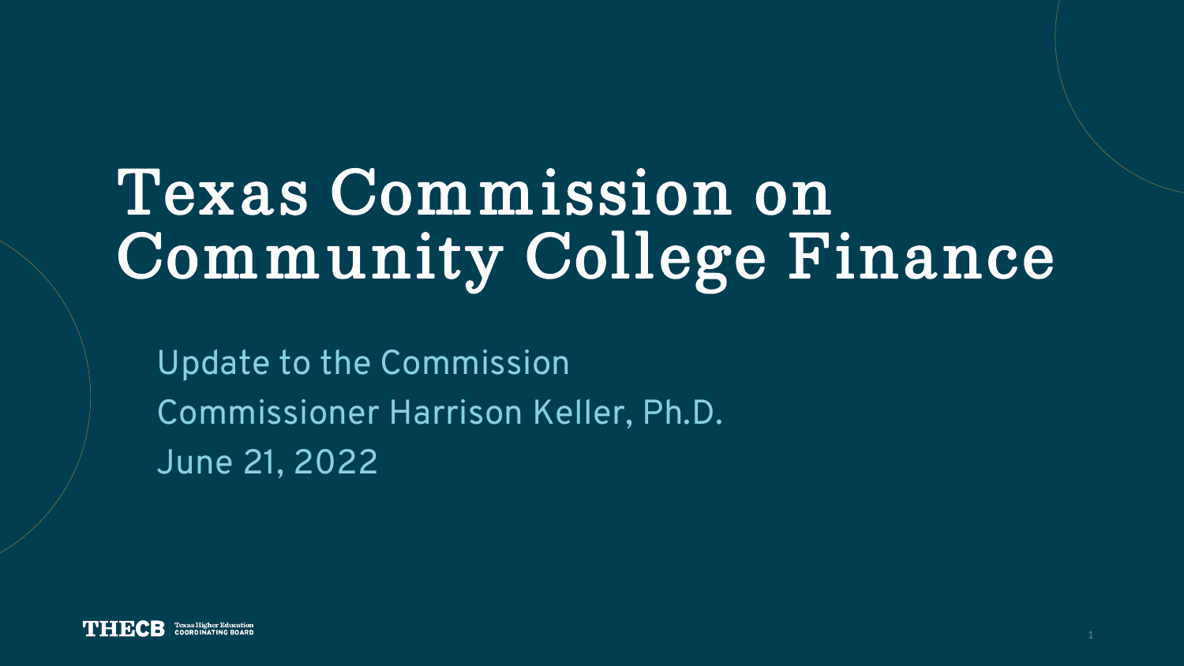# Texas Commission on Community College Finance

Update to the Commission

Commissioner Harrison Keller, Ph.D.

June 21, 2022

THECB Texas Higher Education Coordinating Board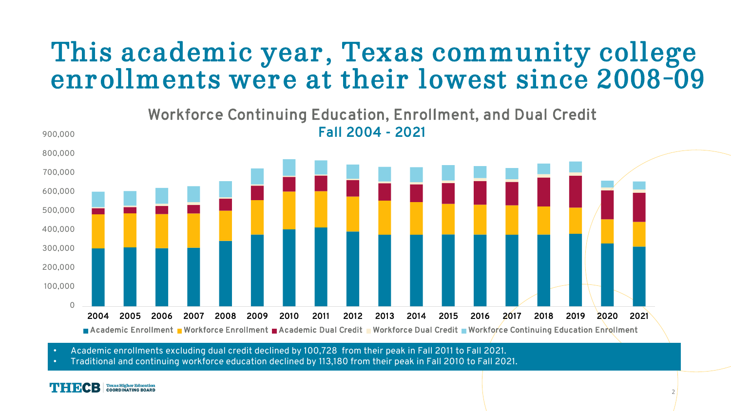# This academic year, Texas community college enrollments were at their lowest since 2008-09

**Workforce Continuing Education, Enrollment, and Dual Credit**
**Fall 2004 - 2021**

900,000
800,000
700,000
600,000
500,000
400,000
300,000
200,000
100,000
0

2004 2005 2006 2007 2008 2009 2010 2011 2012 2013 2014 2015 2016 2017 2018 2019 2020 2021

Academic Enrollment | Workforce Enrollment | Academic Dual Credit | Workforce Dual Credit | Workforce Continuing Education Enrollment

- Academic enrollments excluding dual credit declined by 100,728 from their peak in Fall 2011 to Fall 2021.
- Traditional and continuing workforce education declined by 113,180 from their peak in Fall 2010 to Fall 2021.

THECB | Texas Higher Education Coordinating Board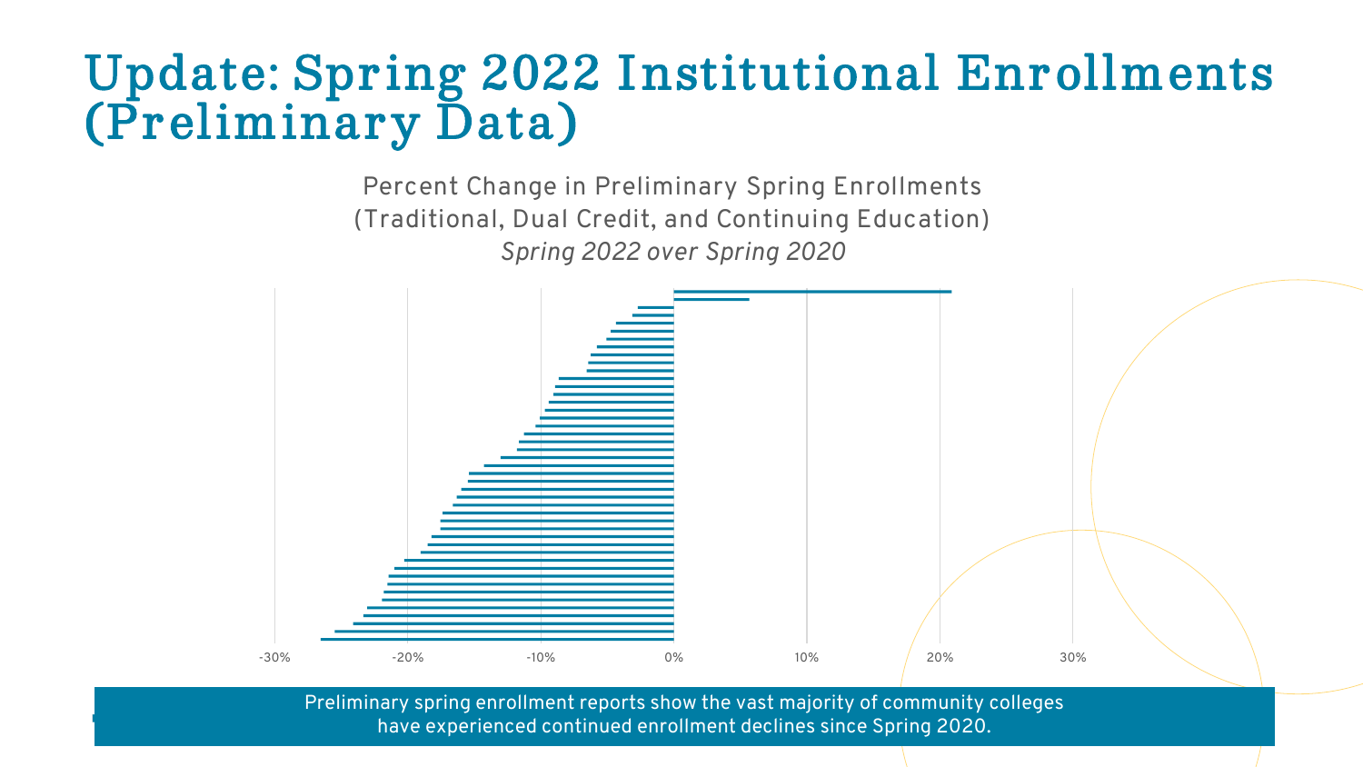# Update: Spring 2022 Institutional Enrollments (Preliminary Data)

Percent Change in Preliminary Spring Enrollments
(Traditional, Dual Credit, and Continuing Education)
*Spring 2022 over Spring 2020*

-30% -20% -10% 0% 10% 20% 30%

Preliminary spring enrollment reports show the vast majority of community colleges have experienced continued enrollment declines since Spring 2020.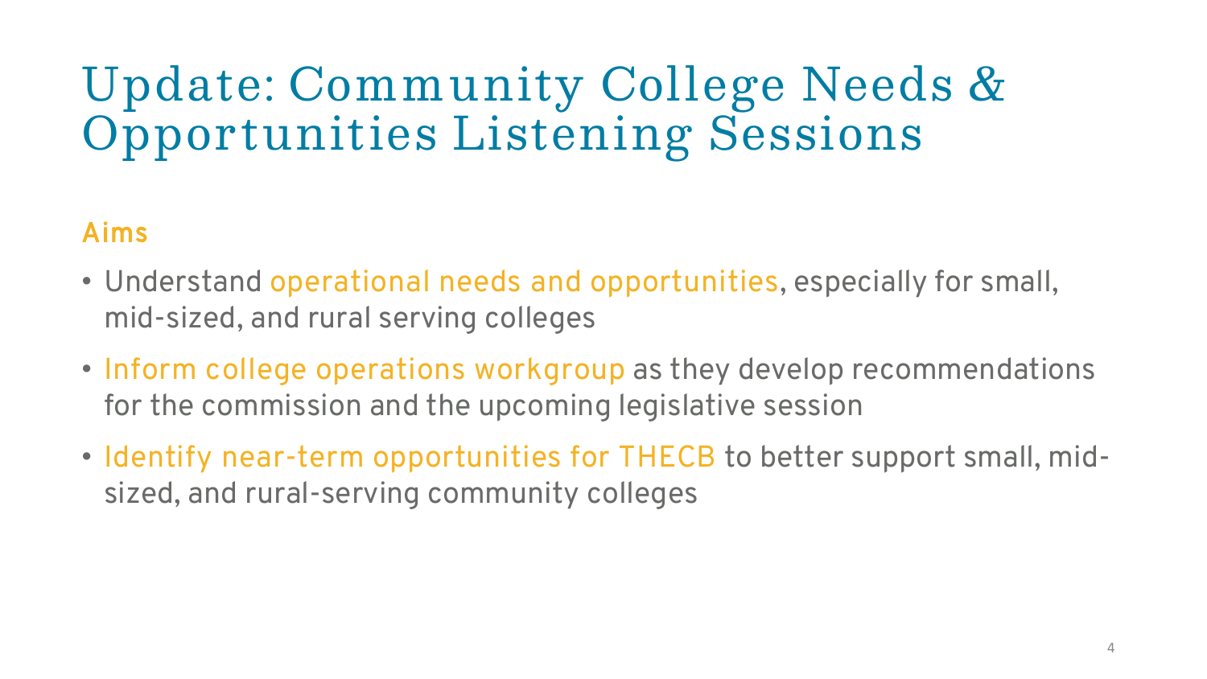# Update: Community College Needs & Opportunities Listening Sessions

## Aims

- Understand operational needs and opportunities, especially for small, mid-sized, and rural serving colleges
- Inform college operations workgroup as they develop recommendations for the commission and the upcoming legislative session
- Identify near-term opportunities for THECB to better support small, mid-sized, and rural-serving community colleges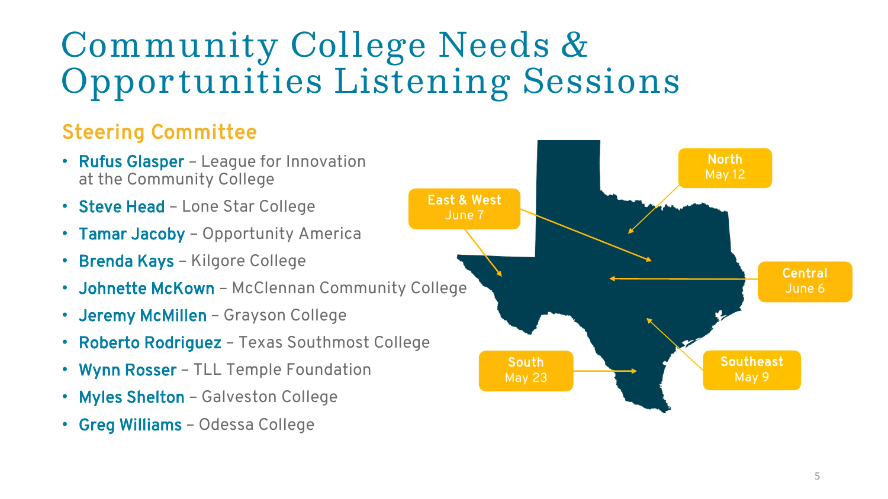# Community College Needs & Opportunities Listening Sessions

## Steering Committee

- **Rufus Glasper** – League for Innovation at the Community College
- **Steve Head** – Lone Star College
- **Tamar Jacoby** – Opportunity America
- **Brenda Kays** – Kilgore College
- **Johnette McKown** – McClennan Community College
- **Jeremy McMillen** – Grayson College
- **Roberto Rodriguez** – Texas Southmost College
- **Wynn Rosser** – TLL Temple Foundation
- **Myles Shelton** – Galveston College
- **Greg Williams** – Odessa College

**North**
May 12

**East & West**
June 7

**Central**
June 6

**South**
May 23

**Southeast**
May 9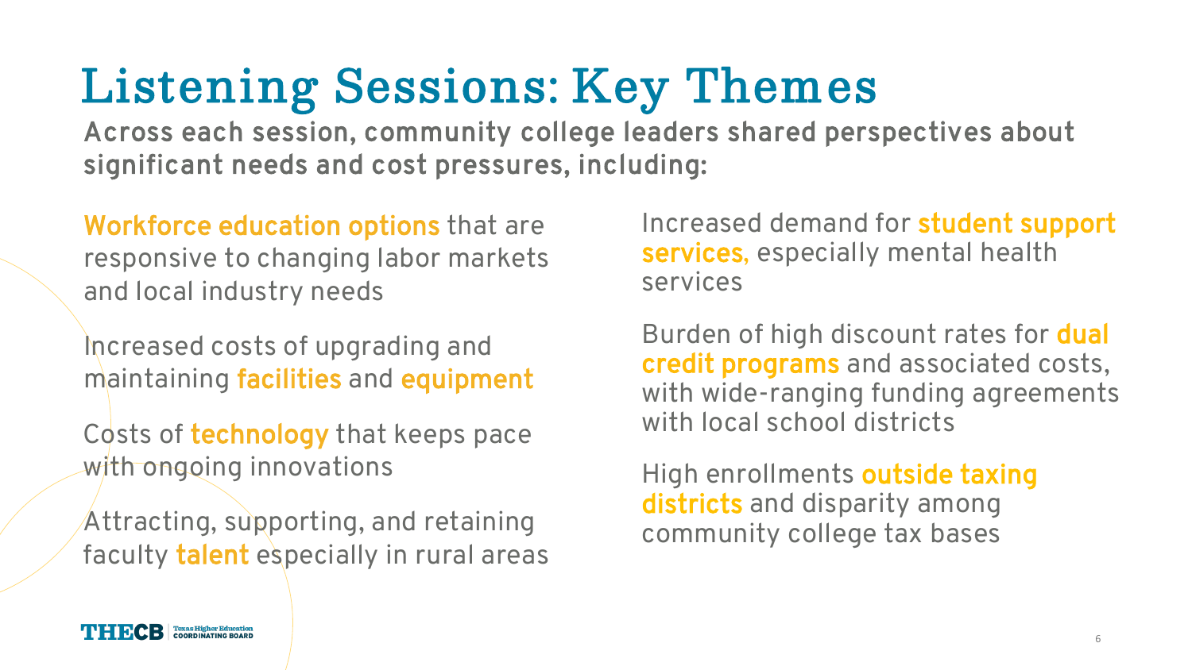# Listening Sessions: Key Themes

**Across each session, community college leaders shared perspectives about significant needs and cost pressures, including:**

**Workforce education options** that are responsive to changing labor markets and local industry needs

Increased costs of upgrading and maintaining **facilities** and **equipment**

Costs of **technology** that keeps pace with ongoing innovations

Attracting, supporting, and retaining faculty **talent** especially in rural areas

Increased demand for **student support services,** especially mental health services

Burden of high discount rates for **dual credit programs** and associated costs, with wide-ranging funding agreements with local school districts

High enrollments **outside taxing districts** and disparity among community college tax bases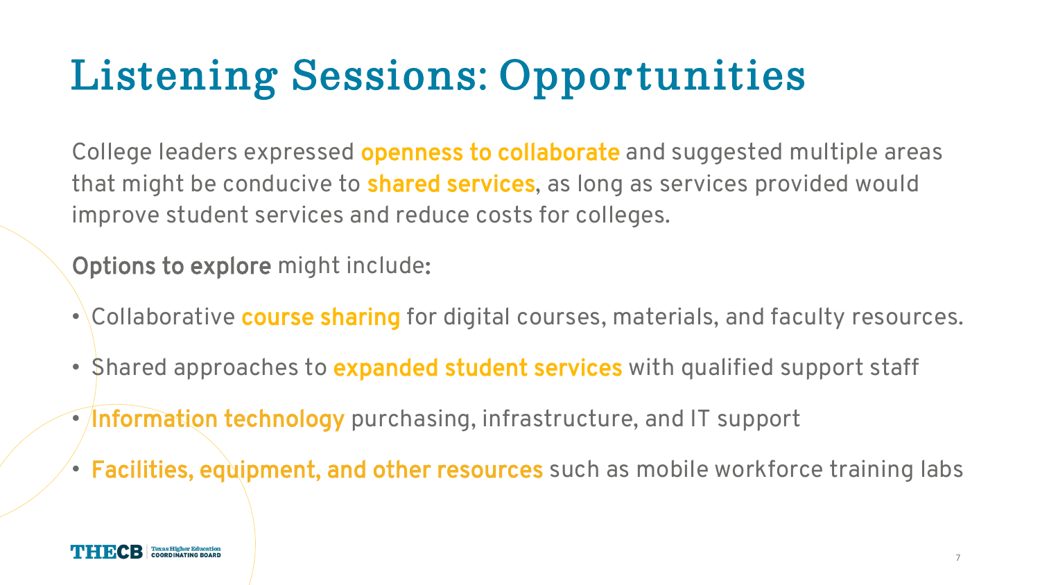# Listening Sessions: Opportunities

College leaders expressed **openness to collaborate** and suggested multiple areas that might be conducive to **shared services**, as long as services provided would improve student services and reduce costs for colleges.

**Options to explore** might include:

- Collaborative **course sharing** for digital courses, materials, and faculty resources.
- Shared approaches to **expanded student services** with qualified support staff
- **Information technology** purchasing, infrastructure, and IT support
- **Facilities, equipment, and other resources** such as mobile workforce training labs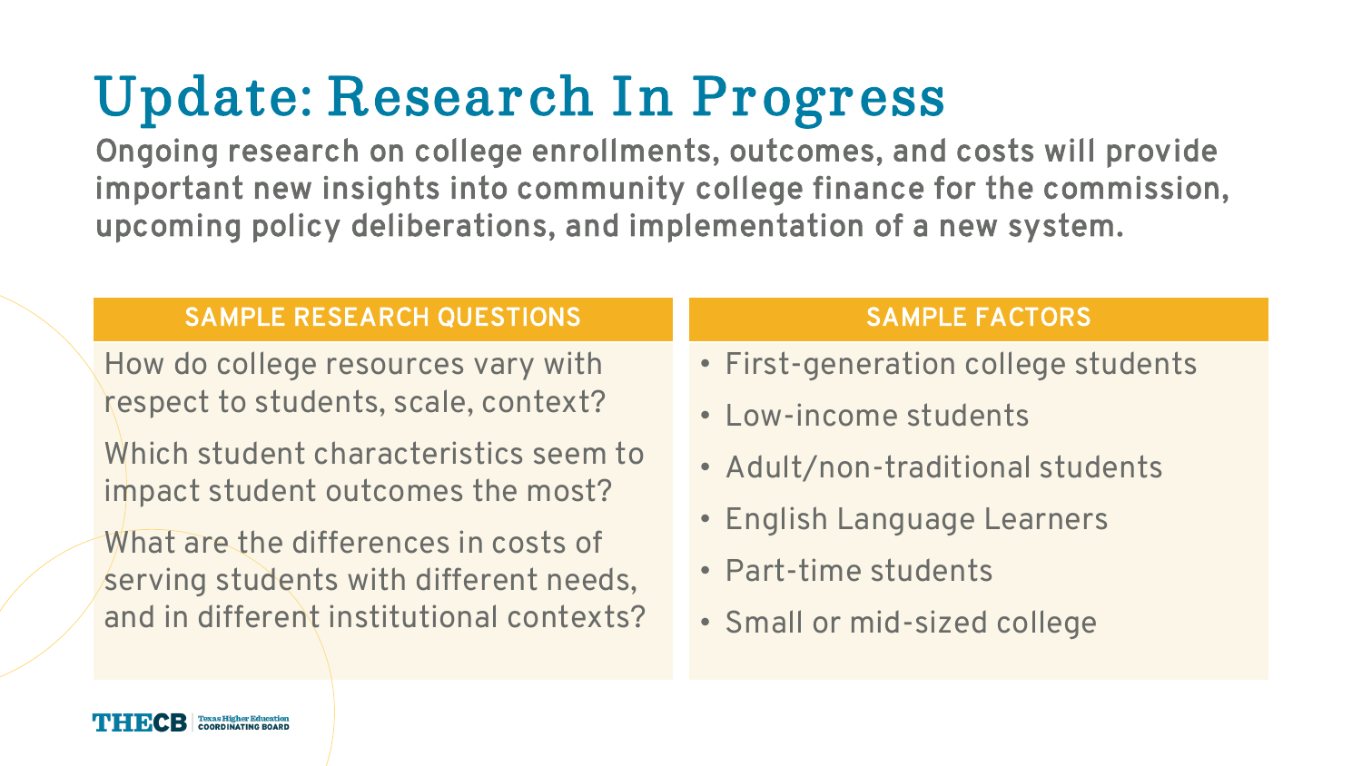# Update: Research In Progress

**Ongoing research on college enrollments, outcomes, and costs will provide important new insights into community college finance for the commission, upcoming policy deliberations, and implementation of a new system.**

## SAMPLE RESEARCH QUESTIONS

How do college resources vary with respect to students, scale, context?

Which student characteristics seem to impact student outcomes the most?

What are the differences in costs of serving students with different needs, and in different institutional contexts?

## SAMPLE FACTORS

- First-generation college students
- Low-income students
- Adult/non-traditional students
- English Language Learners
- Part-time students
- Small or mid-sized college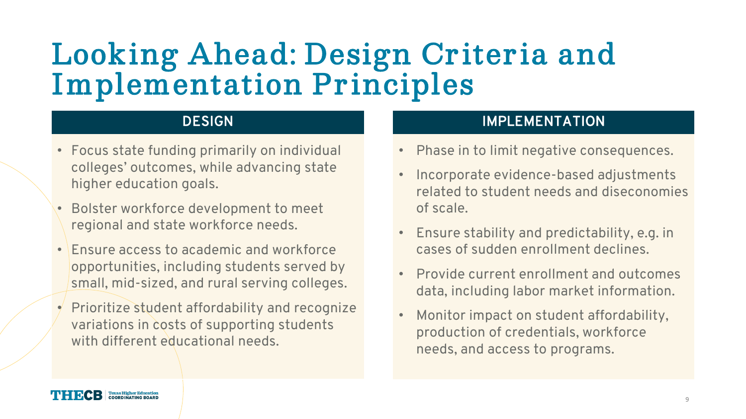# Looking Ahead: Design Criteria and Implementation Principles

## DESIGN

- Focus state funding primarily on individual colleges' outcomes, while advancing state higher education goals.
- Bolster workforce development to meet regional and state workforce needs.
- Ensure access to academic and workforce opportunities, including students served by small, mid-sized, and rural serving colleges.
- Prioritize student affordability and recognize variations in costs of supporting students with different educational needs.

## IMPLEMENTATION

- Phase in to limit negative consequences.
- Incorporate evidence-based adjustments related to student needs and diseconomies of scale.
- Ensure stability and predictability, e.g. in cases of sudden enrollment declines.
- Provide current enrollment and outcomes data, including labor market information.
- Monitor impact on student affordability, production of credentials, workforce needs, and access to programs.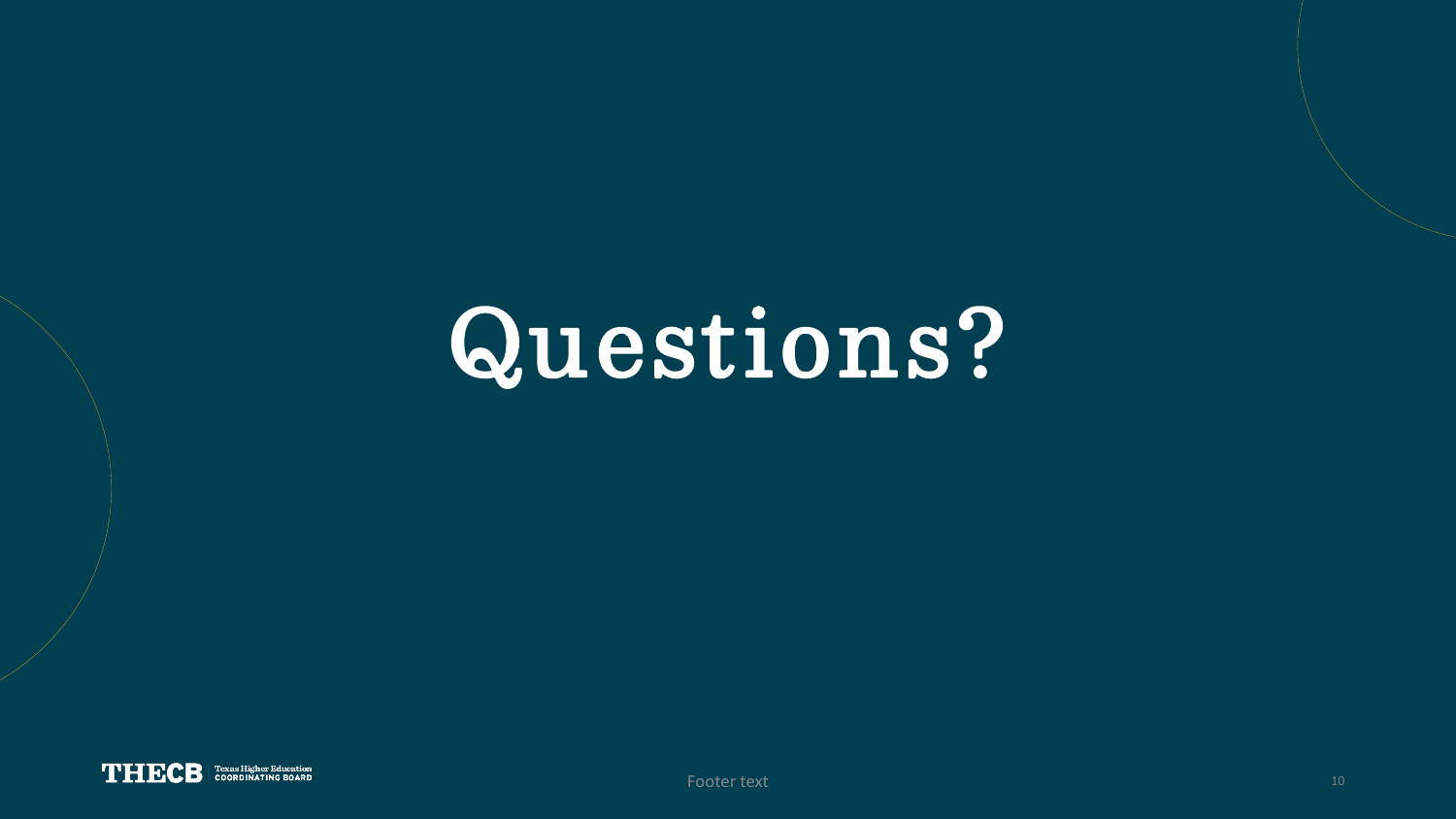# Questions?